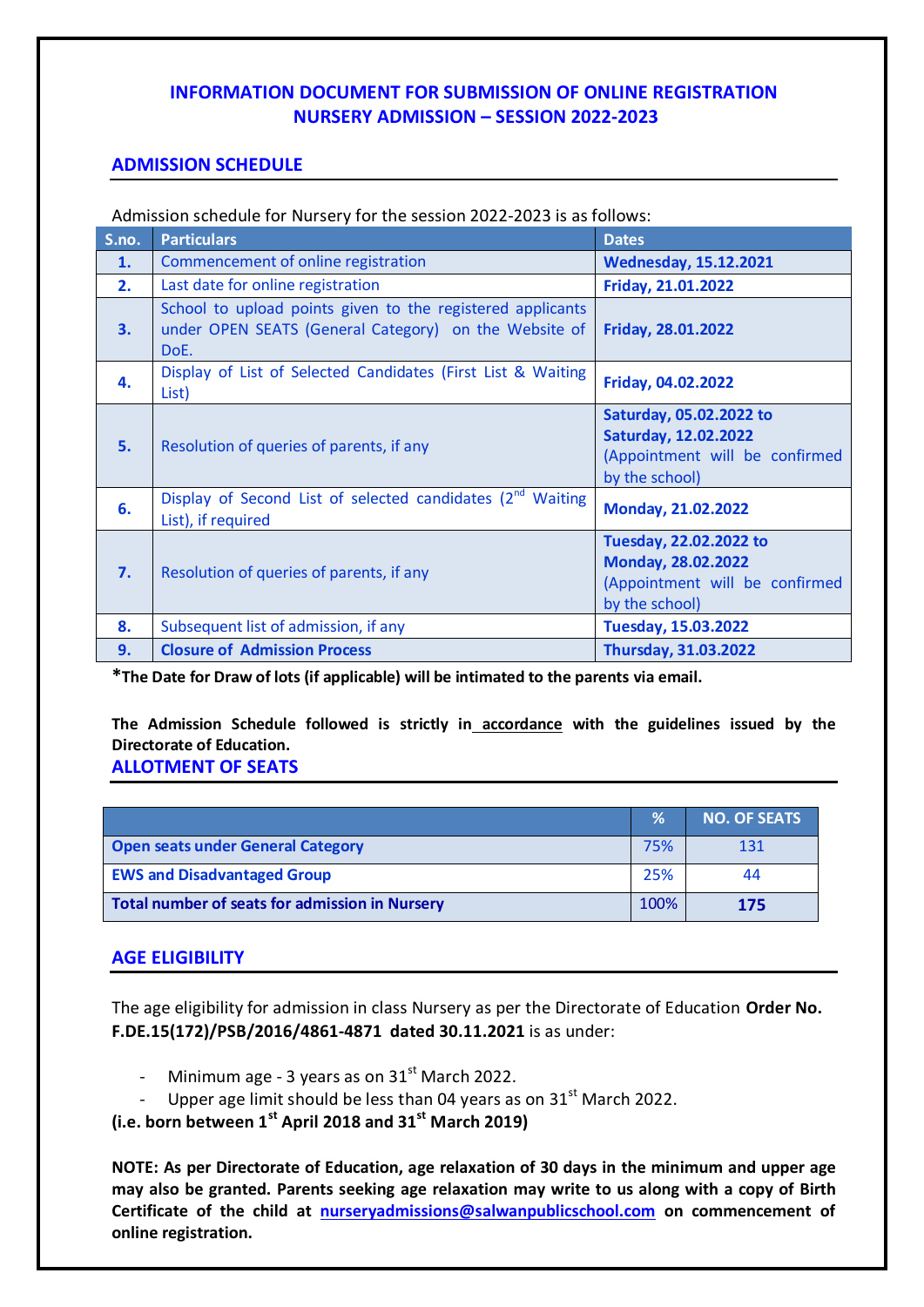# INFORMATION DOCUMENT FOR SUBMISSION OF ONLINE REGISTRATION NURSERY ADMISSION – SESSION 2022-2023

## ADMISSION SCHEDULE

Admission schedule for Nursery for the session 2022-2023 is as follows:

| S.no. | Particulars | Dates |
|---|---|---|
| **1.** | Commencement of online registration | **Wednesday, 15.12.2021** |
| **2.** | Last date for online registration | **Friday, 21.01.2022** |
| **3.** | School to upload points given to the registered applicants under OPEN SEATS (General Category) on the Website of DoE. | **Friday, 28.01.2022** |
| **4.** | Display of List of Selected Candidates (First List & Waiting List) | **Friday, 04.02.2022** |
| **5.** | Resolution of queries of parents, if any | **Saturday, 05.02.2022 to Saturday, 12.02.2022** (Appointment will be confirmed by the school) |
| **6.** | Display of Second List of selected candidates (2nd Waiting List), if required | **Monday, 21.02.2022** |
| **7.** | Resolution of queries of parents, if any | **Tuesday, 22.02.2022 to Monday, 28.02.2022** (Appointment will be confirmed by the school) |
| **8.** | Subsequent list of admission, if any | **Tuesday, 15.03.2022** |
| **9.** | **Closure of Admission Process** | **Thursday, 31.03.2022** |

**\*The Date for Draw of lots (if applicable) will be intimated to the parents via email.**

**The Admission Schedule followed is strictly in accordance with the guidelines issued by the Directorate of Education.**

## ALLOTMENT OF SEATS

| | % | NO. OF SEATS |
|---|---|---|
| **Open seats under General Category** | 75% | 131 |
| **EWS and Disadvantaged Group** | 25% | 44 |
| **Total number of seats for admission in Nursery** | 100% | **175** |

## AGE ELIGIBILITY

The age eligibility for admission in class Nursery as per the Directorate of Education **Order No. F.DE.15(172)/PSB/2016/4861-4871 dated 30.11.2021** is as under:

- Minimum age - 3 years as on 31st March 2022.
- Upper age limit should be less than 04 years as on 31st March 2022.

**(i.e. born between 1st April 2018 and 31st March 2019)**

**NOTE: As per Directorate of Education, age relaxation of 30 days in the minimum and upper age may also be granted. Parents seeking age relaxation may write to us along with a copy of Birth Certificate of the child at nurseryadmissions@salwanpublicschool.com on commencement of online registration.**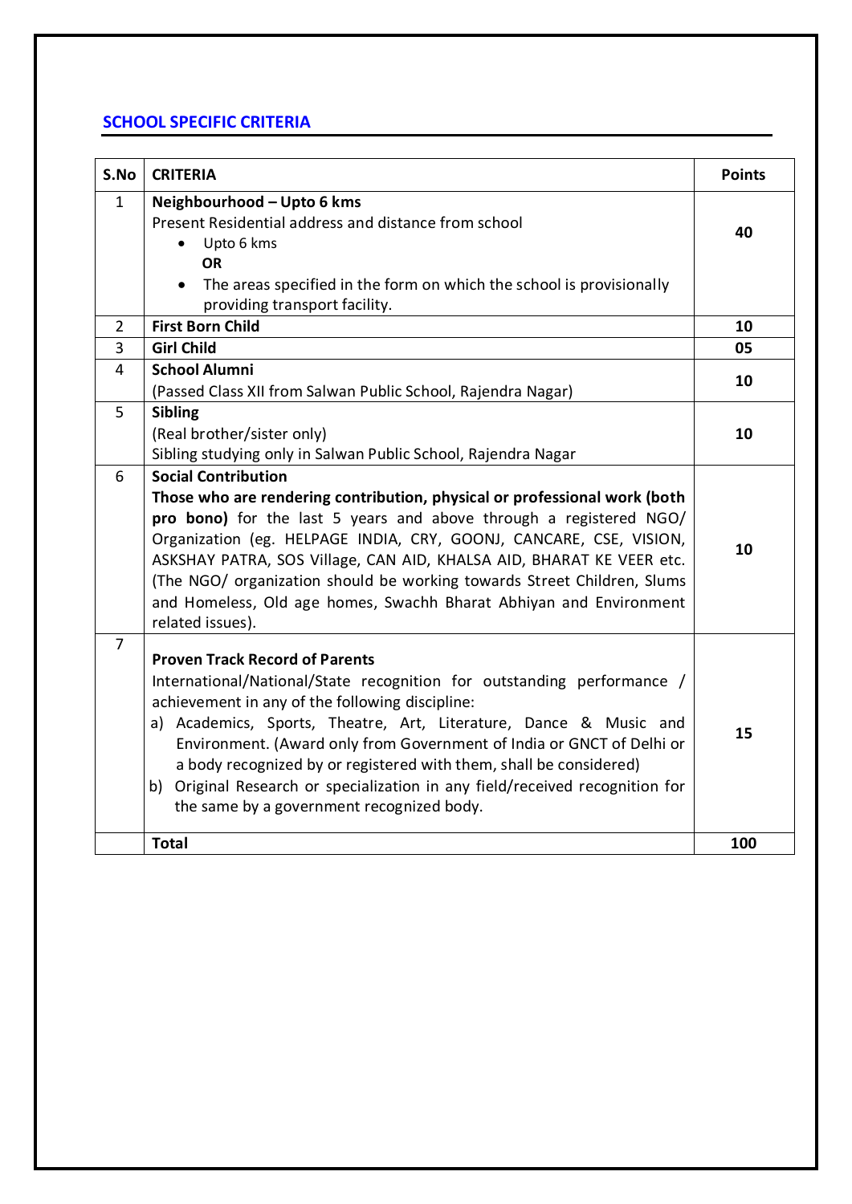## SCHOOL SPECIFIC CRITERIA

| S.No | CRITERIA | Points |
|---|---|---|
| 1 | **Neighbourhood – Upto 6 kms**<br>Present Residential address and distance from school<br>• Upto 6 kms<br>**OR**<br>• The areas specified in the form on which the school is provisionally providing transport facility. | **40** |
| 2 | **First Born Child** | **10** |
| 3 | **Girl Child** | **05** |
| 4 | **School Alumni**<br>(Passed Class XII from Salwan Public School, Rajendra Nagar) | **10** |
| 5 | **Sibling**<br>(Real brother/sister only)<br>Sibling studying only in Salwan Public School, Rajendra Nagar | **10** |
| 6 | **Social Contribution**<br>**Those who are rendering contribution, physical or professional work (both pro bono)** for the last 5 years and above through a registered NGO/ Organization (eg. HELPAGE INDIA, CRY, GOONJ, CANCARE, CSE, VISION, ASKSHAY PATRA, SOS Village, CAN AID, KHALSA AID, BHARAT KE VEER etc. (The NGO/ organization should be working towards Street Children, Slums and Homeless, Old age homes, Swachh Bharat Abhiyan and Environment related issues). | **10** |
| 7 | **Proven Track Record of Parents**<br>International/National/State recognition for outstanding performance / achievement in any of the following discipline:<br>a) Academics, Sports, Theatre, Art, Literature, Dance & Music and Environment. (Award only from Government of India or GNCT of Delhi or a body recognized by or registered with them, shall be considered)<br>b) Original Research or specialization in any field/received recognition for the same by a government recognized body. | **15** |
| | **Total** | **100** |